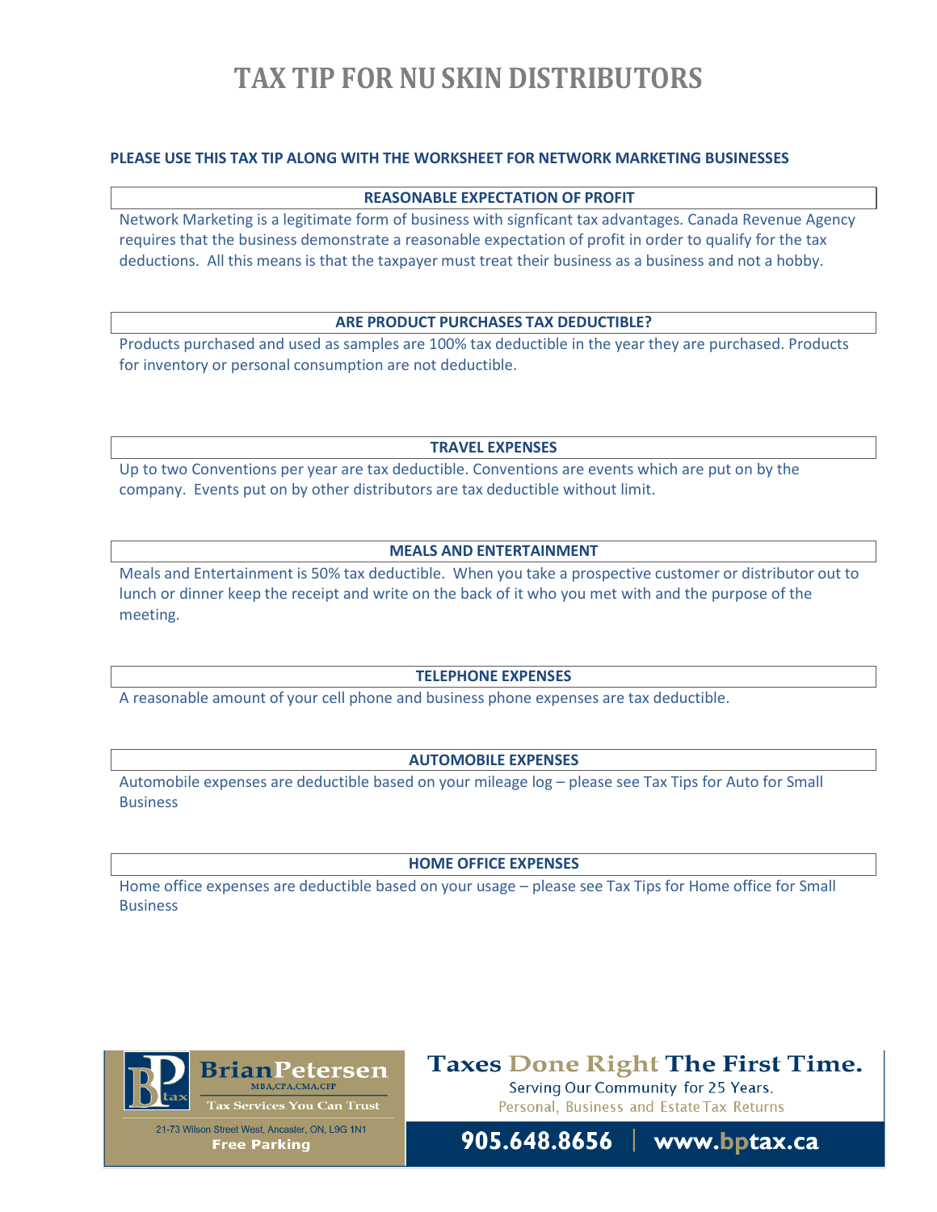# TAX TIP FOR NU SKIN DISTRIBUTORS

**PLEASE USE THIS TAX TIP ALONG WITH THE WORKSHEET FOR NETWORK MARKETING BUSINESSES**

## REASONABLE EXPECTATION OF PROFIT

Network Marketing is a legitimate form of business with signficant tax advantages. Canada Revenue Agency requires that the business demonstrate a reasonable expectation of profit in order to qualify for the tax deductions. All this means is that the taxpayer must treat their business as a business and not a hobby.

## ARE PRODUCT PURCHASES TAX DEDUCTIBLE?

Products purchased and used as samples are 100% tax deductible in the year they are purchased. Products for inventory or personal consumption are not deductible.

## TRAVEL EXPENSES

Up to two Conventions per year are tax deductible. Conventions are events which are put on by the company. Events put on by other distributors are tax deductible without limit.

## MEALS AND ENTERTAINMENT

Meals and Entertainment is 50% tax deductible. When you take a prospective customer or distributor out to lunch or dinner keep the receipt and write on the back of it who you met with and the purpose of the meeting.

## TELEPHONE EXPENSES

A reasonable amount of your cell phone and business phone expenses are tax deductible.

## AUTOMOBILE EXPENSES

Automobile expenses are deductible based on your mileage log – please see Tax Tips for Auto for Small Business

## HOME OFFICE EXPENSES

Home office expenses are deductible based on your usage – please see Tax Tips for Home office for Small Business

BrianPetersen MBA,CPA,CMA,CFP
Tax Services You Can Trust
21-73 Wilson Street West, Ancaster, ON, L9G 1N1
Free Parking

**Taxes Done Right The First Time.**
Serving Our Community for 25 Years.
Personal, Business and Estate Tax Returns

**905.648.8656 | www.bptax.ca**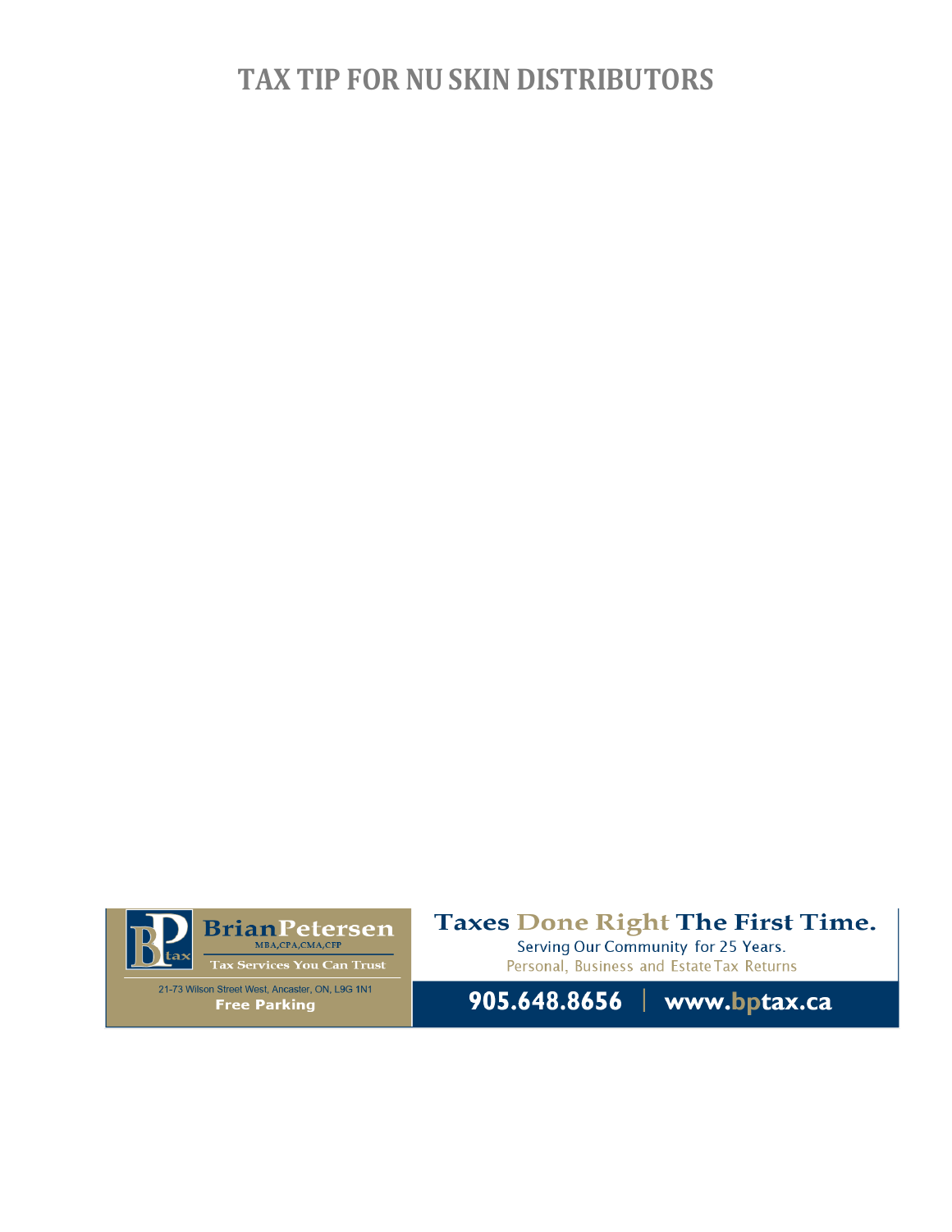# TAX TIP FOR NU SKIN DISTRIBUTORS

**Brian Petersen**
MBA,CPA,CMA,CFP
Tax Services You Can Trust

21-73 Wilson Street West, Ancaster, ON, L9G 1N1
**Free Parking**

**Taxes Done Right The First Time.**
Serving Our Community for 25 Years.
Personal, Business and Estate Tax Returns

**905.648.8656 | www.bptax.ca**